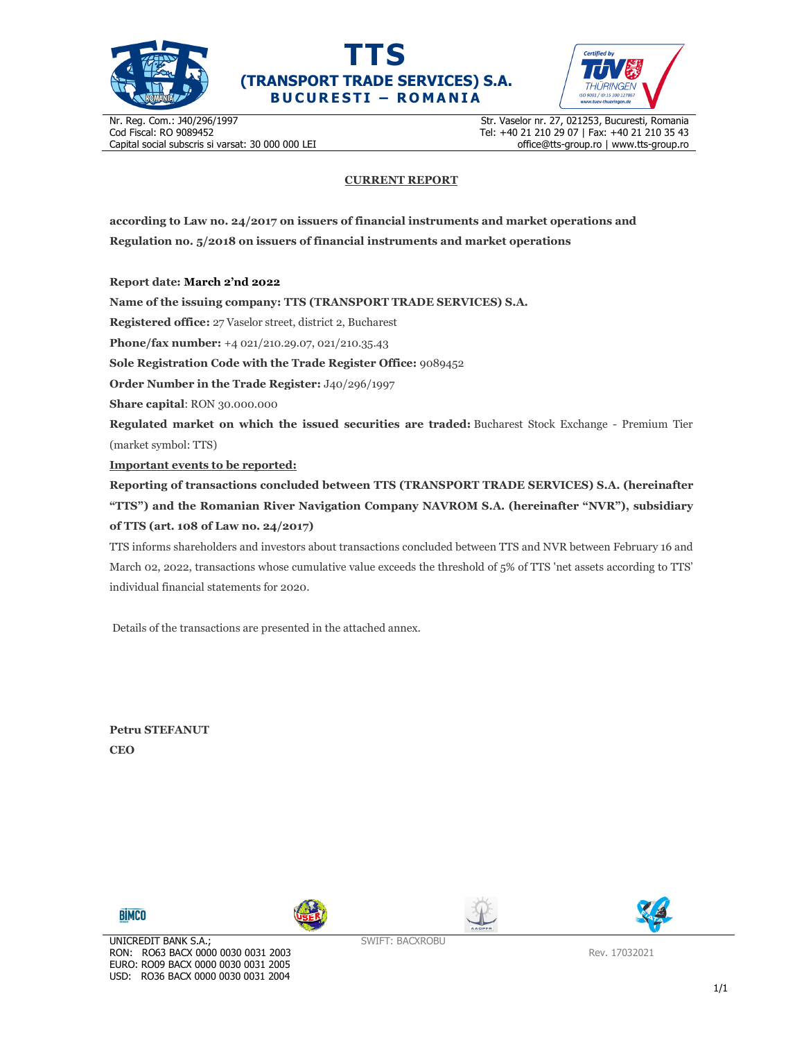# TTS
## (TRANSPORT TRADE SERVICES) S.A.
**BUCURESTI – ROMANIA**

Nr. Reg. Com.: J40/296/1997
Cod Fiscal: RO 9089452
Capital social subscris si varsat: 30 000 000 LEI

Str. Vaselor nr. 27, 021253, Bucuresti, Romania
Tel: +40 21 210 29 07 | Fax: +40 21 210 35 43
office@tts-group.ro | www.tts-group.ro

**CURRENT REPORT**

**according to Law no. 24/2017 on issuers of financial instruments and market operations and Regulation no. 5/2018 on issuers of financial instruments and market operations**

**Report date: March 2'nd 2022**

**Name of the issuing company: TTS (TRANSPORT TRADE SERVICES) S.A.**

**Registered office:** 27 Vaselor street, district 2, Bucharest

**Phone/fax number:** +4 021/210.29.07, 021/210.35.43

**Sole Registration Code with the Trade Register Office:** 9089452

**Order Number in the Trade Register:** J40/296/1997

**Share capital**: RON 30.000.000

**Regulated market on which the issued securities are traded:** Bucharest Stock Exchange - Premium Tier (market symbol: TTS)

**Important events to be reported:**

**Reporting of transactions concluded between TTS (TRANSPORT TRADE SERVICES) S.A. (hereinafter "TTS") and the Romanian River Navigation Company NAVROM S.A. (hereinafter "NVR"), subsidiary of TTS (art. 108 of Law no. 24/2017)**

TTS informs shareholders and investors about transactions concluded between TTS and NVR between February 16 and March 02, 2022, transactions whose cumulative value exceeds the threshold of 5% of TTS 'net assets according to TTS' individual financial statements for 2020.

Details of the transactions are presented in the attached annex.

**Petru STEFANUT**
**CEO**

UNICREDIT BANK S.A.;
RON: RO63 BACX 0000 0030 0031 2003
EURO: RO09 BACX 0000 0030 0031 2005
USD: RO36 BACX 0000 0030 0031 2004

SWIFT: BACXROBU

Rev. 17032021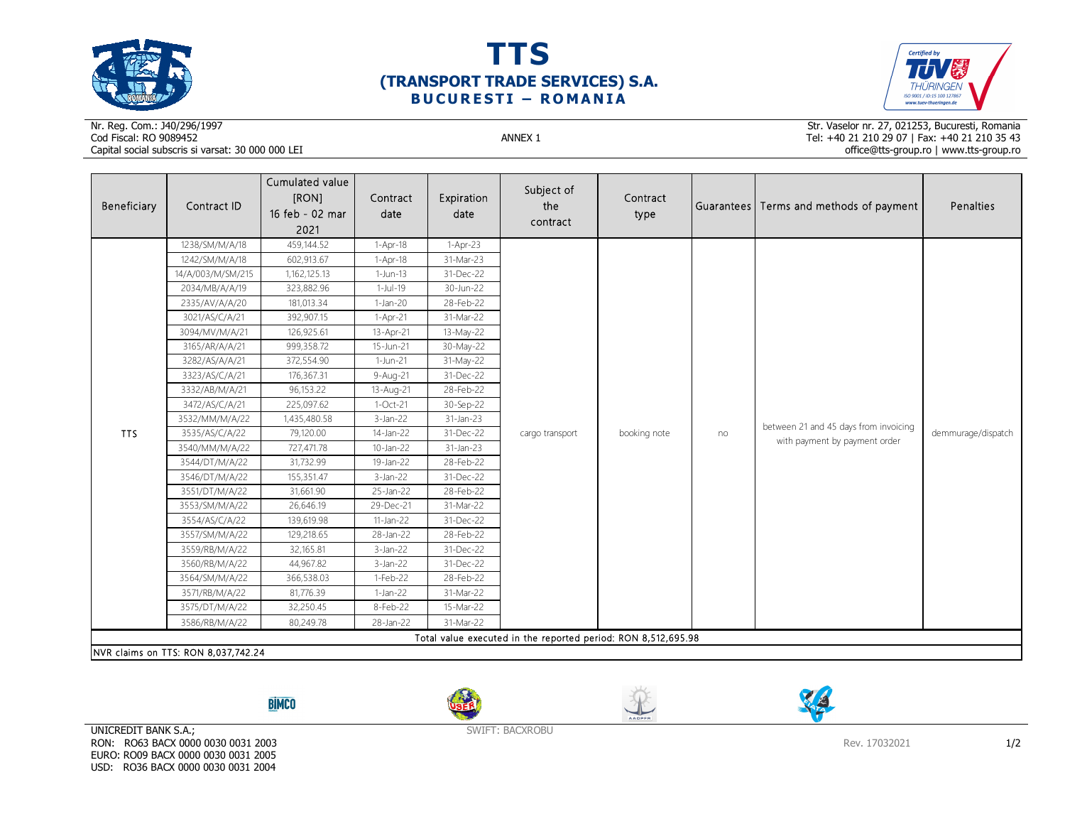# TTS
## (TRANSPORT TRADE SERVICES) S.A.
### BUCURESTI – ROMANIA

Nr. Reg. Com.: J40/296/1997
Cod Fiscal: RO 9089452
Capital social subscris si varsat: 30 000 000 LEI

ANNEX 1

Str. Vaselor nr. 27, 021253, Bucuresti, Romania
Tel: +40 21 210 29 07 | Fax: +40 21 210 35 43
office@tts-group.ro | www.tts-group.ro

| Beneficiary | Contract ID | Cumulated value [RON] 16 feb - 02 mar 2021 | Contract date | Expiration date | Subject of the contract | Contract type | Guarantees | Terms and methods of payment | Penalties |
|---|---|---|---|---|---|---|---|---|---|
| TTS | 1238/SM/M/A/18 | 459,144.52 | 1-Apr-18 | 1-Apr-23 | cargo transport | booking note | no | between 21 and 45 days from invoicing with payment by payment order | demmurage/dispatch |
| | 1242/SM/M/A/18 | 602,913.67 | 1-Apr-18 | 31-Mar-23 | | | | | |
| | 14/A/003/M/SM/215 | 1,162,125.13 | 1-Jun-13 | 31-Dec-22 | | | | | |
| | 2034/MB/A/A/19 | 323,882.96 | 1-Jul-19 | 30-Jun-22 | | | | | |
| | 2335/AV/A/A/20 | 181,013.34 | 1-Jan-20 | 28-Feb-22 | | | | | |
| | 3021/AS/C/A/21 | 392,907.15 | 1-Apr-21 | 31-Mar-22 | | | | | |
| | 3094/MV/M/A/21 | 126,925.61 | 13-Apr-21 | 13-May-22 | | | | | |
| | 3165/AR/A/A/21 | 999,358.72 | 15-Jun-21 | 30-May-22 | | | | | |
| | 3282/AS/A/A/21 | 372,554.90 | 1-Jun-21 | 31-May-22 | | | | | |
| | 3323/AS/C/A/21 | 176,367.31 | 9-Aug-21 | 31-Dec-22 | | | | | |
| | 3332/AB/M/A/21 | 96,153.22 | 13-Aug-21 | 28-Feb-22 | | | | | |
| | 3472/AS/C/A/21 | 225,097.62 | 1-Oct-21 | 30-Sep-22 | | | | | |
| | 3532/MM/M/A/22 | 1,435,480.58 | 3-Jan-22 | 31-Jan-23 | | | | | |
| | 3535/AS/C/A/22 | 79,120.00 | 14-Jan-22 | 31-Dec-22 | | | | | |
| | 3540/MM/M/A/22 | 727,471.78 | 10-Jan-22 | 31-Jan-23 | | | | | |
| | 3544/DT/M/A/22 | 31,732.99 | 19-Jan-22 | 28-Feb-22 | | | | | |
| | 3546/DT/M/A/22 | 155,351.47 | 3-Jan-22 | 31-Dec-22 | | | | | |
| | 3551/DT/M/A/22 | 31,661.90 | 25-Jan-22 | 28-Feb-22 | | | | | |
| | 3553/SM/M/A/22 | 26,646.19 | 29-Dec-21 | 31-Mar-22 | | | | | |
| | 3554/AS/C/A/22 | 139,619.98 | 11-Jan-22 | 31-Dec-22 | | | | | |
| | 3557/SM/M/A/22 | 129,218.65 | 28-Jan-22 | 28-Feb-22 | | | | | |
| | 3559/RB/M/A/22 | 32,165.81 | 3-Jan-22 | 31-Dec-22 | | | | | |
| | 3560/RB/M/A/22 | 44,967.82 | 3-Jan-22 | 31-Dec-22 | | | | | |
| | 3564/SM/M/A/22 | 366,538.03 | 1-Feb-22 | 28-Feb-22 | | | | | |
| | 3571/RB/M/A/22 | 81,776.39 | 1-Jan-22 | 31-Mar-22 | | | | | |
| | 3575/DT/M/A/22 | 32,250.45 | 8-Feb-22 | 15-Mar-22 | | | | | |
| | 3586/RB/M/A/22 | 80,249.78 | 28-Jan-22 | 31-Mar-22 | | | | | |
| Total value executed in the reported period: RON 8,512,695.98 | | | | | | | | | |

NVR claims on TTS: RON 8,037,742.24

UNICREDIT BANK S.A.;
RON: RO63 BACX 0000 0030 0031 2003
EURO: RO09 BACX 0000 0030 0031 2005
USD: RO36 BACX 0000 0030 0031 2004

SWIFT: BACXROBU

Rev. 17032021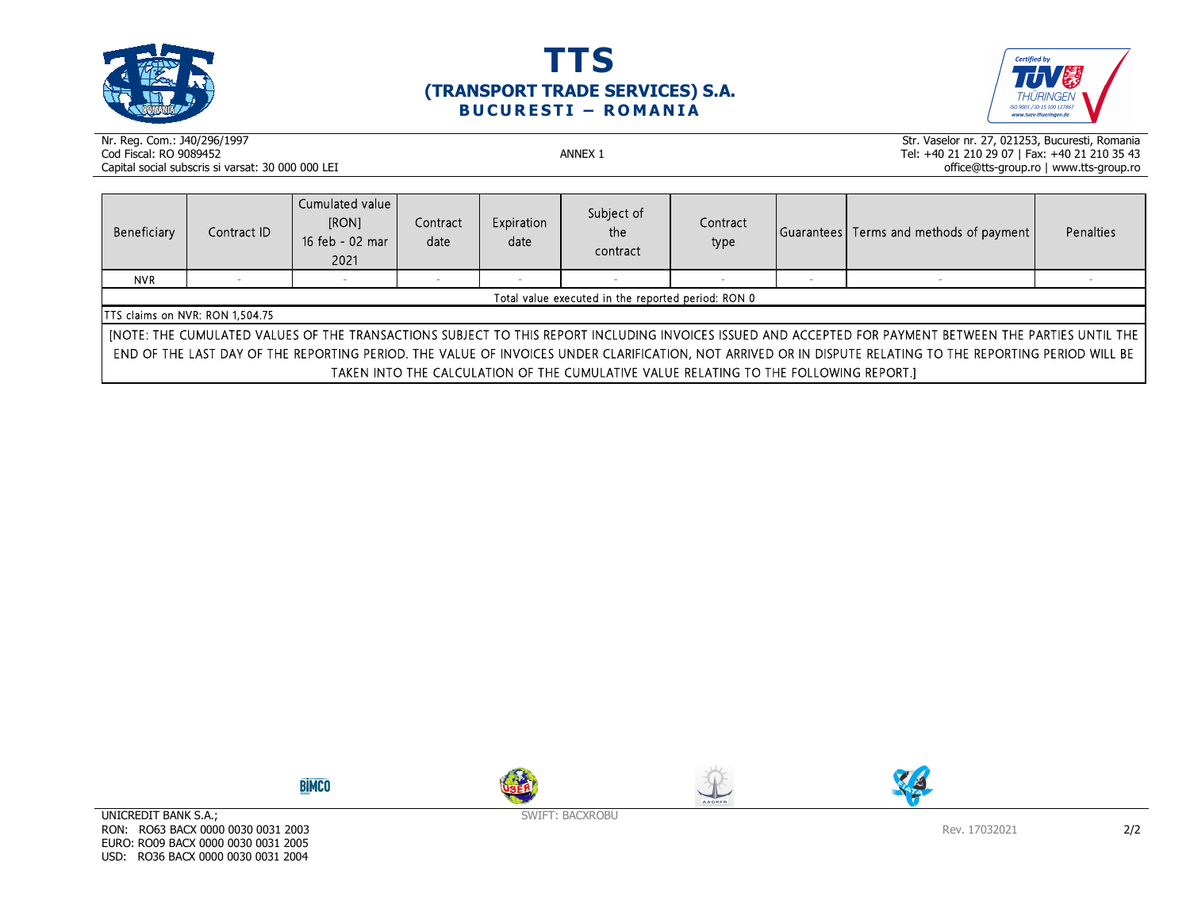# TTS
## (TRANSPORT TRADE SERVICES) S.A.
### BUCURESTI – ROMANIA

Nr. Reg. Com.: J40/296/1997
Cod Fiscal: RO 9089452
Capital social subscris si varsat: 30 000 000 LEI

ANNEX 1

Str. Vaselor nr. 27, 021253, Bucuresti, Romania
Tel: +40 21 210 29 07 | Fax: +40 21 210 35 43
office@tts-group.ro | www.tts-group.ro

| Beneficiary | Contract ID | Cumulated value [RON] 16 feb - 02 mar 2021 | Contract date | Expiration date | Subject of the contract | Contract type | Guarantees | Terms and methods of payment | Penalties |
|---|---|---|---|---|---|---|---|---|---|
| NVR | - | - | - | - | - | - | - | - | - |
| Total value executed in the reported period: RON 0 | | | | | | | | | |
| TTS claims on NVR: RON 1,504.75 | | | | | | | | | |
| [NOTE: THE CUMULATED VALUES OF THE TRANSACTIONS SUBJECT TO THIS REPORT INCLUDING INVOICES ISSUED AND ACCEPTED FOR PAYMENT BETWEEN THE PARTIES UNTIL THE END OF THE LAST DAY OF THE REPORTING PERIOD. THE VALUE OF INVOICES UNDER CLARIFICATION, NOT ARRIVED OR IN DISPUTE RELATING TO THE REPORTING PERIOD WILL BE TAKEN INTO THE CALCULATION OF THE CUMULATIVE VALUE RELATING TO THE FOLLOWING REPORT.] | | | | | | | | | |

UNICREDIT BANK S.A.;
RON: RO63 BACX 0000 0030 0031 2003
EURO: RO09 BACX 0000 0030 0031 2005
USD: RO36 BACX 0000 0030 0031 2004

SWIFT: BACXROBU

Rev. 17032021